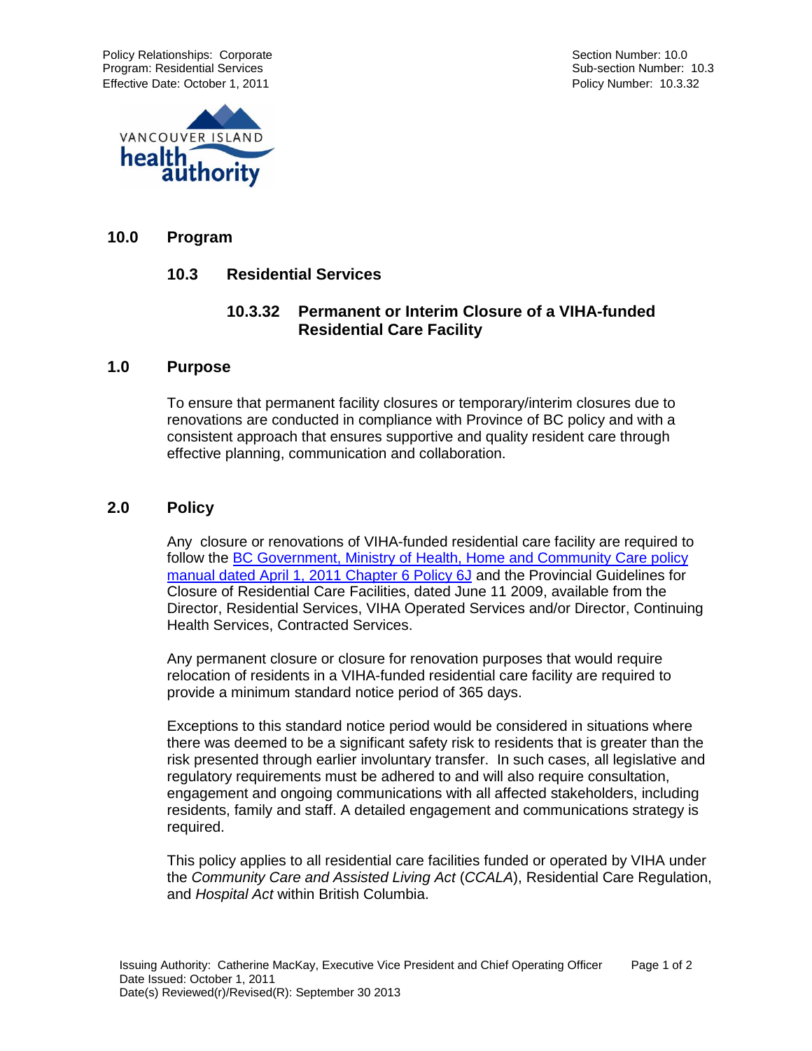Policy Relationships: Corporate
Program: Residential Services
Effective Date: October 1, 2011

Section Number: 10.0
Sub-section Number: 10.3
Policy Number: 10.3.32

# 10.0 Program

## 10.3 Residential Services

### 10.3.32 Permanent or Interim Closure of a VIHA-funded Residential Care Facility

## 1.0 Purpose

To ensure that permanent facility closures or temporary/interim closures due to renovations are conducted in compliance with Province of BC policy and with a consistent approach that ensures supportive and quality resident care through effective planning, communication and collaboration.

## 2.0 Policy

Any closure or renovations of VIHA-funded residential care facility are required to follow the BC Government, Ministry of Health, Home and Community Care policy manual dated April 1, 2011 Chapter 6 Policy 6J and the Provincial Guidelines for Closure of Residential Care Facilities, dated June 11 2009, available from the Director, Residential Services, VIHA Operated Services and/or Director, Continuing Health Services, Contracted Services.

Any permanent closure or closure for renovation purposes that would require relocation of residents in a VIHA-funded residential care facility are required to provide a minimum standard notice period of 365 days.

Exceptions to this standard notice period would be considered in situations where there was deemed to be a significant safety risk to residents that is greater than the risk presented through earlier involuntary transfer. In such cases, all legislative and regulatory requirements must be adhered to and will also require consultation, engagement and ongoing communications with all affected stakeholders, including residents, family and staff. A detailed engagement and communications strategy is required.

This policy applies to all residential care facilities funded or operated by VIHA under the *Community Care and Assisted Living Act* (*CCALA*), Residential Care Regulation, and *Hospital Act* within British Columbia.

Issuing Authority: Catherine MacKay, Executive Vice President and Chief Operating Officer
Date Issued: October 1, 2011
Date(s) Reviewed(r)/Revised(R): September 30 2013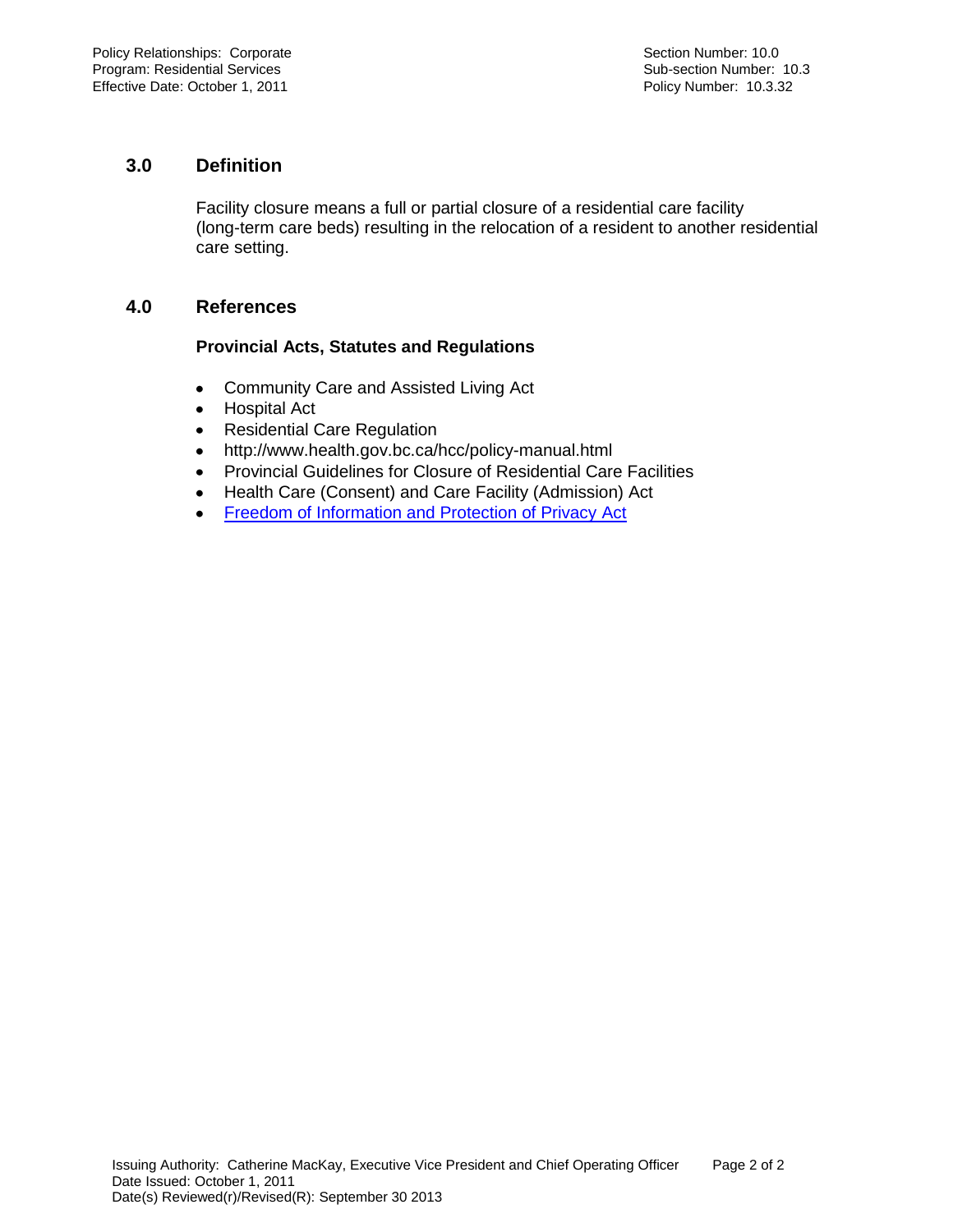## 3.0 Definition

Facility closure means a full or partial closure of a residential care facility (long-term care beds) resulting in the relocation of a resident to another residential care setting.

## 4.0 References

**Provincial Acts, Statutes and Regulations**

- Community Care and Assisted Living Act
- Hospital Act
- Residential Care Regulation
- http://www.health.gov.bc.ca/hcc/policy-manual.html
- Provincial Guidelines for Closure of Residential Care Facilities
- Health Care (Consent) and Care Facility (Admission) Act
- Freedom of Information and Protection of Privacy Act